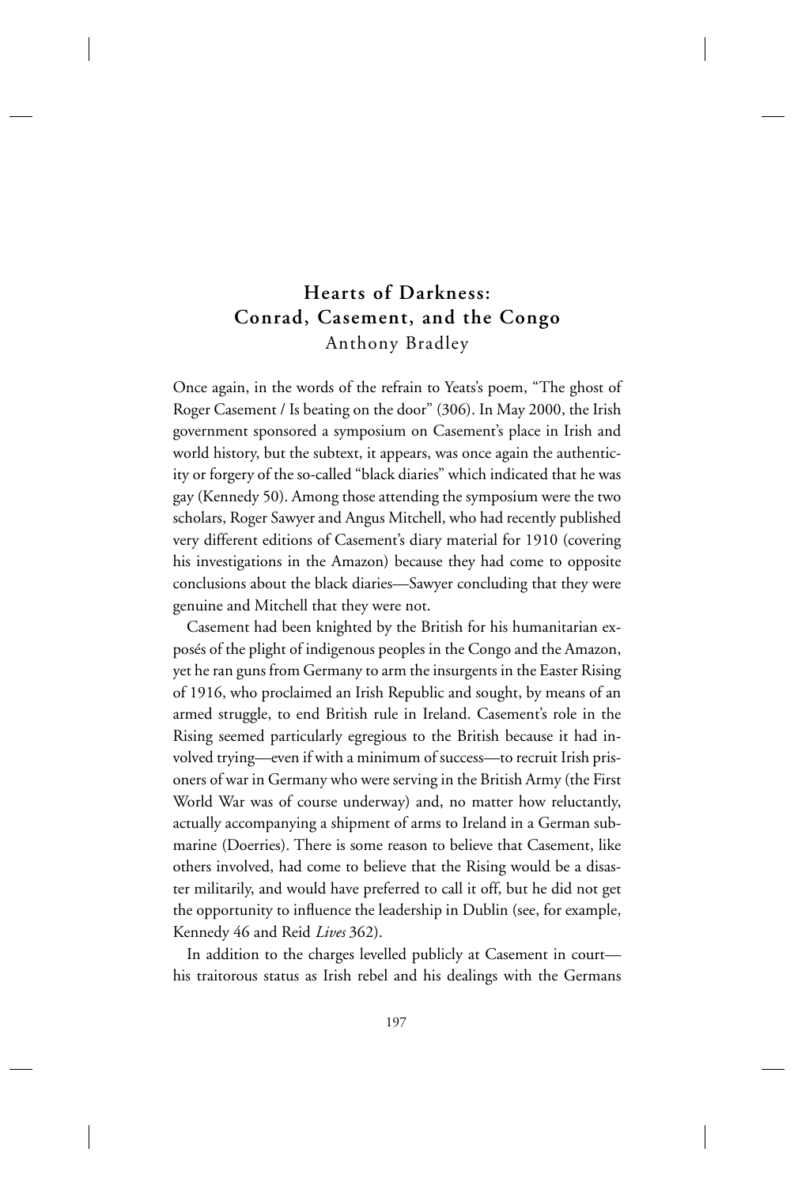# Hearts of Darkness: Conrad, Casement, and the Congo

Anthony Bradley

Once again, in the words of the refrain to Yeats's poem, "The ghost of Roger Casement / Is beating on the door" (306). In May 2000, the Irish government sponsored a symposium on Casement's place in Irish and world history, but the subtext, it appears, was once again the authenticity or forgery of the so-called "black diaries" which indicated that he was gay (Kennedy 50). Among those attending the symposium were the two scholars, Roger Sawyer and Angus Mitchell, who had recently published very different editions of Casement's diary material for 1910 (covering his investigations in the Amazon) because they had come to opposite conclusions about the black diaries—Sawyer concluding that they were genuine and Mitchell that they were not.

Casement had been knighted by the British for his humanitarian exposés of the plight of indigenous peoples in the Congo and the Amazon, yet he ran guns from Germany to arm the insurgents in the Easter Rising of 1916, who proclaimed an Irish Republic and sought, by means of an armed struggle, to end British rule in Ireland. Casement's role in the Rising seemed particularly egregious to the British because it had involved trying—even if with a minimum of success—to recruit Irish prisoners of war in Germany who were serving in the British Army (the First World War was of course underway) and, no matter how reluctantly, actually accompanying a shipment of arms to Ireland in a German submarine (Doerries). There is some reason to believe that Casement, like others involved, had come to believe that the Rising would be a disaster militarily, and would have preferred to call it off, but he did not get the opportunity to influence the leadership in Dublin (see, for example, Kennedy 46 and Reid *Lives* 362).

In addition to the charges levelled publicly at Casement in court—his traitorous status as Irish rebel and his dealings with the Germans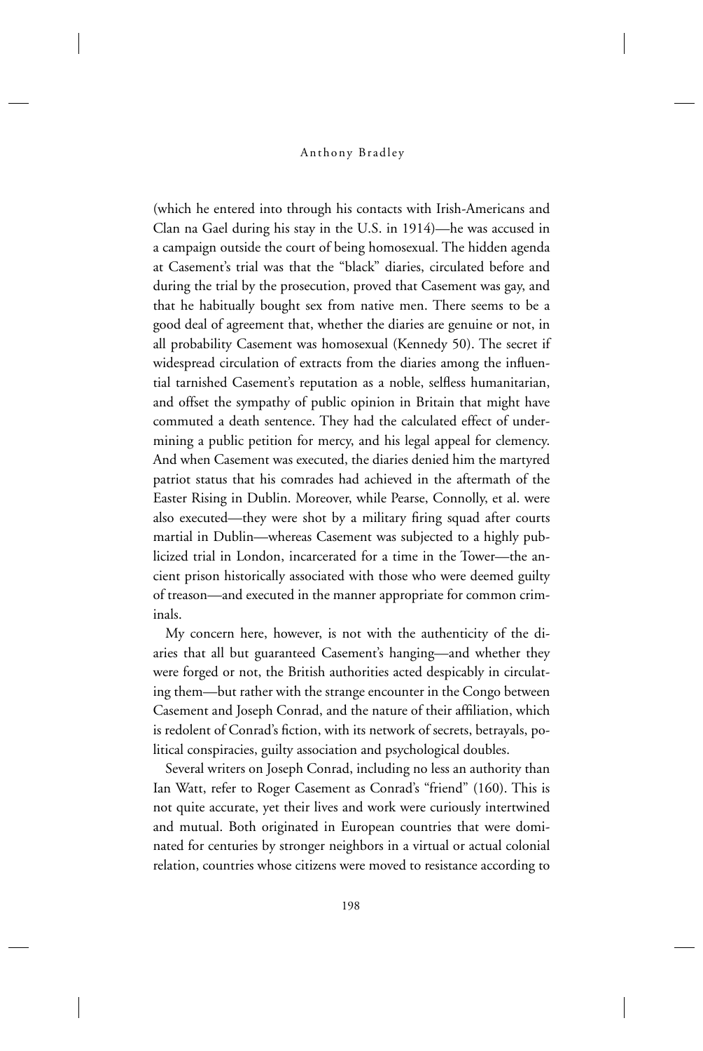(which he entered into through his contacts with Irish-Americans and Clan na Gael during his stay in the U.S. in 1914)—he was accused in a campaign outside the court of being homosexual. The hidden agenda at Casement's trial was that the "black" diaries, circulated before and during the trial by the prosecution, proved that Casement was gay, and that he habitually bought sex from native men. There seems to be a good deal of agreement that, whether the diaries are genuine or not, in all probability Casement was homosexual (Kennedy 50). The secret if widespread circulation of extracts from the diaries among the influential tarnished Casement's reputation as a noble, selfless humanitarian, and offset the sympathy of public opinion in Britain that might have commuted a death sentence. They had the calculated effect of undermining a public petition for mercy, and his legal appeal for clemency. And when Casement was executed, the diaries denied him the martyred patriot status that his comrades had achieved in the aftermath of the Easter Rising in Dublin. Moreover, while Pearse, Connolly, et al. were also executed—they were shot by a military firing squad after courts martial in Dublin—whereas Casement was subjected to a highly publicized trial in London, incarcerated for a time in the Tower—the ancient prison historically associated with those who were deemed guilty of treason—and executed in the manner appropriate for common criminals.

My concern here, however, is not with the authenticity of the diaries that all but guaranteed Casement's hanging—and whether they were forged or not, the British authorities acted despicably in circulating them—but rather with the strange encounter in the Congo between Casement and Joseph Conrad, and the nature of their affiliation, which is redolent of Conrad's fiction, with its network of secrets, betrayals, political conspiracies, guilty association and psychological doubles.

Several writers on Joseph Conrad, including no less an authority than Ian Watt, refer to Roger Casement as Conrad's "friend" (160). This is not quite accurate, yet their lives and work were curiously intertwined and mutual. Both originated in European countries that were dominated for centuries by stronger neighbors in a virtual or actual colonial relation, countries whose citizens were moved to resistance according to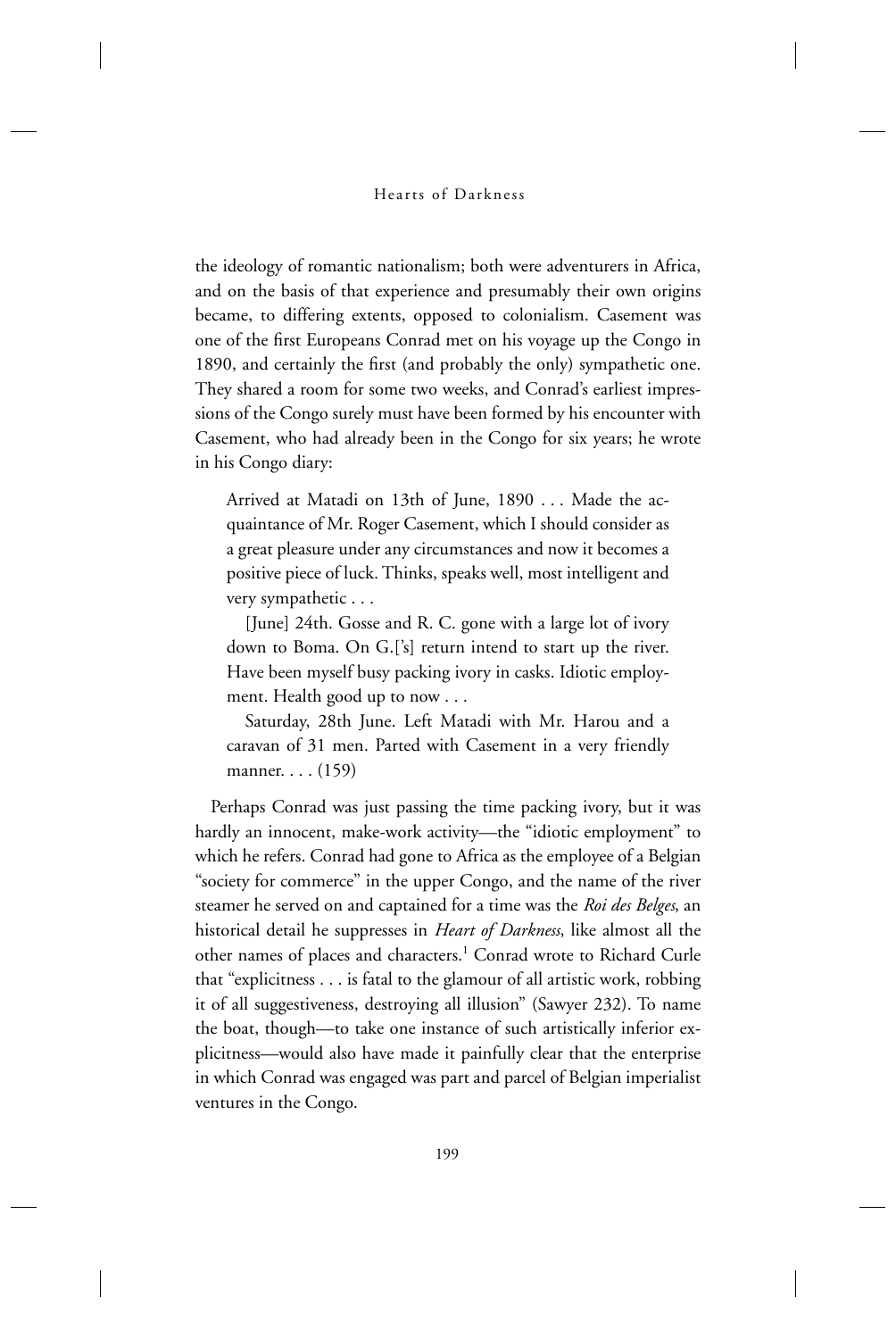the ideology of romantic nationalism; both were adventurers in Africa, and on the basis of that experience and presumably their own origins became, to differing extents, opposed to colonialism. Casement was one of the first Europeans Conrad met on his voyage up the Congo in 1890, and certainly the first (and probably the only) sympathetic one. They shared a room for some two weeks, and Conrad's earliest impressions of the Congo surely must have been formed by his encounter with Casement, who had already been in the Congo for six years; he wrote in his Congo diary:

> Arrived at Matadi on 13th of June, 1890 . . . Made the acquaintance of Mr. Roger Casement, which I should consider as a great pleasure under any circumstances and now it becomes a positive piece of luck. Thinks, speaks well, most intelligent and very sympathetic . . .
>
> [June] 24th. Gosse and R. C. gone with a large lot of ivory down to Boma. On G.['s] return intend to start up the river. Have been myself busy packing ivory in casks. Idiotic employment. Health good up to now . . .
>
> Saturday, 28th June. Left Matadi with Mr. Harou and a caravan of 31 men. Parted with Casement in a very friendly manner. . . . (159)

Perhaps Conrad was just passing the time packing ivory, but it was hardly an innocent, make-work activity—the "idiotic employment" to which he refers. Conrad had gone to Africa as the employee of a Belgian "society for commerce" in the upper Congo, and the name of the river steamer he served on and captained for a time was the *Roi des Belges*, an historical detail he suppresses in *Heart of Darkness*, like almost all the other names of places and characters.[1] Conrad wrote to Richard Curle that "explicitness . . . is fatal to the glamour of all artistic work, robbing it of all suggestiveness, destroying all illusion" (Sawyer 232). To name the boat, though—to take one instance of such artistically inferior explicitness—would also have made it painfully clear that the enterprise in which Conrad was engaged was part and parcel of Belgian imperialist ventures in the Congo.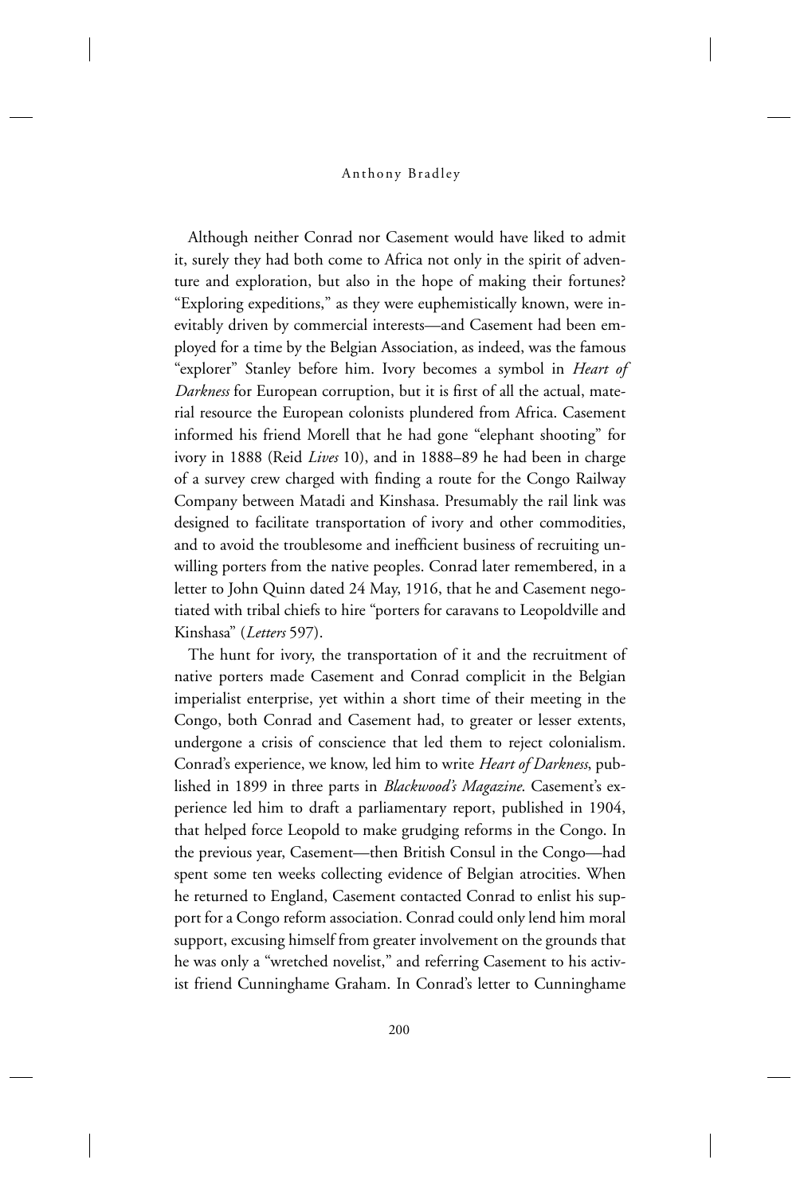Although neither Conrad nor Casement would have liked to admit it, surely they had both come to Africa not only in the spirit of adventure and exploration, but also in the hope of making their fortunes? "Exploring expeditions," as they were euphemistically known, were inevitably driven by commercial interests—and Casement had been employed for a time by the Belgian Association, as indeed, was the famous "explorer" Stanley before him. Ivory becomes a symbol in *Heart of Darkness* for European corruption, but it is first of all the actual, material resource the European colonists plundered from Africa. Casement informed his friend Morell that he had gone "elephant shooting" for ivory in 1888 (Reid *Lives* 10), and in 1888–89 he had been in charge of a survey crew charged with finding a route for the Congo Railway Company between Matadi and Kinshasa. Presumably the rail link was designed to facilitate transportation of ivory and other commodities, and to avoid the troublesome and inefficient business of recruiting unwilling porters from the native peoples. Conrad later remembered, in a letter to John Quinn dated 24 May, 1916, that he and Casement negotiated with tribal chiefs to hire "porters for caravans to Leopoldville and Kinshasa" (*Letters* 597).

The hunt for ivory, the transportation of it and the recruitment of native porters made Casement and Conrad complicit in the Belgian imperialist enterprise, yet within a short time of their meeting in the Congo, both Conrad and Casement had, to greater or lesser extents, undergone a crisis of conscience that led them to reject colonialism. Conrad's experience, we know, led him to write *Heart of Darkness*, published in 1899 in three parts in *Blackwood's Magazine*. Casement's experience led him to draft a parliamentary report, published in 1904, that helped force Leopold to make grudging reforms in the Congo. In the previous year, Casement—then British Consul in the Congo—had spent some ten weeks collecting evidence of Belgian atrocities. When he returned to England, Casement contacted Conrad to enlist his support for a Congo reform association. Conrad could only lend him moral support, excusing himself from greater involvement on the grounds that he was only a "wretched novelist," and referring Casement to his activist friend Cunninghame Graham. In Conrad's letter to Cunninghame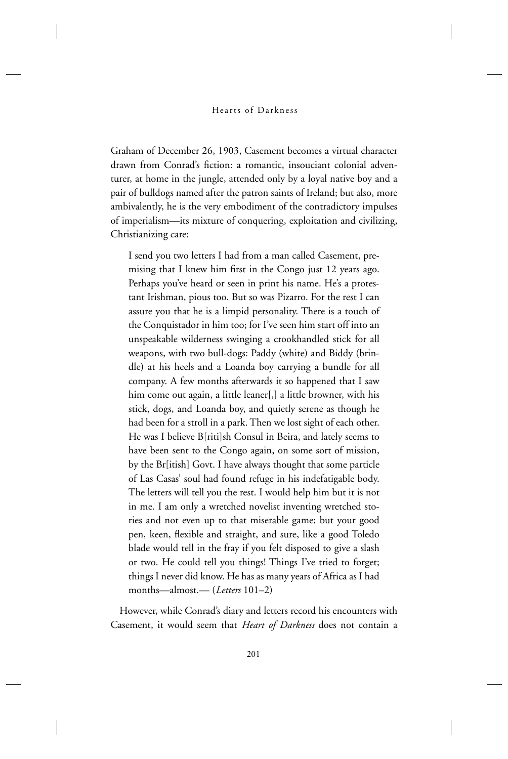Graham of December 26, 1903, Casement becomes a virtual character drawn from Conrad's fiction: a romantic, insouciant colonial adventurer, at home in the jungle, attended only by a loyal native boy and a pair of bulldogs named after the patron saints of Ireland; but also, more ambivalently, he is the very embodiment of the contradictory impulses of imperialism—its mixture of conquering, exploitation and civilizing, Christianizing care:

> I send you two letters I had from a man called Casement, premising that I knew him first in the Congo just 12 years ago. Perhaps you've heard or seen in print his name. He's a protestant Irishman, pious too. But so was Pizarro. For the rest I can assure you that he is a limpid personality. There is a touch of the Conquistador in him too; for I've seen him start off into an unspeakable wilderness swinging a crookhandled stick for all weapons, with two bull-dogs: Paddy (white) and Biddy (brindle) at his heels and a Loanda boy carrying a bundle for all company. A few months afterwards it so happened that I saw him come out again, a little leaner[,] a little browner, with his stick, dogs, and Loanda boy, and quietly serene as though he had been for a stroll in a park. Then we lost sight of each other. He was I believe B[riti]sh Consul in Beira, and lately seems to have been sent to the Congo again, on some sort of mission, by the Br[itish] Govt. I have always thought that some particle of Las Casas' soul had found refuge in his indefatigable body. The letters will tell you the rest. I would help him but it is not in me. I am only a wretched novelist inventing wretched stories and not even up to that miserable game; but your good pen, keen, flexible and straight, and sure, like a good Toledo blade would tell in the fray if you felt disposed to give a slash or two. He could tell you things! Things I've tried to forget; things I never did know. He has as many years of Africa as I had months—almost.— (*Letters* 101–2)

However, while Conrad's diary and letters record his encounters with Casement, it would seem that *Heart of Darkness* does not contain a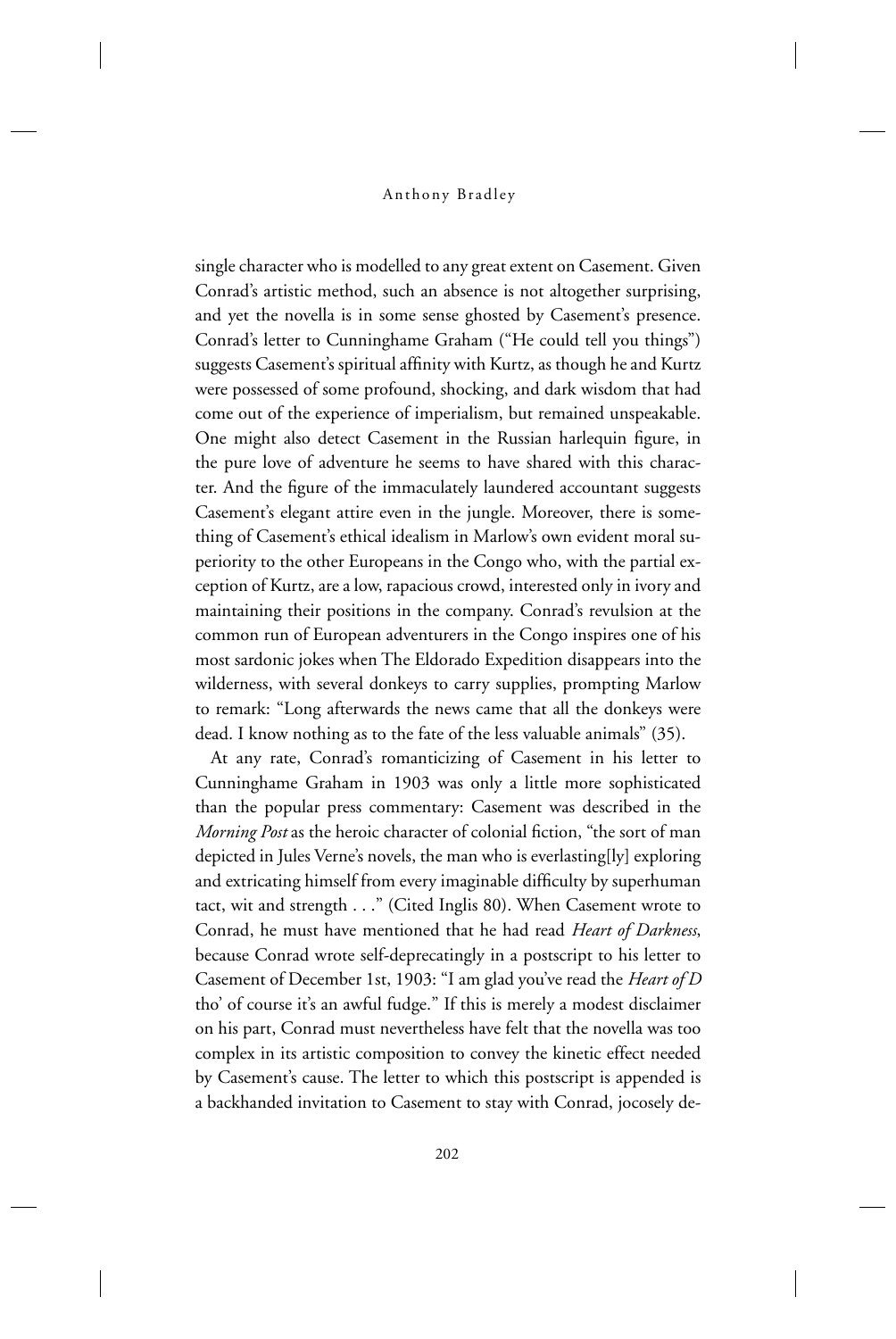single character who is modelled to any great extent on Casement. Given Conrad's artistic method, such an absence is not altogether surprising, and yet the novella is in some sense ghosted by Casement's presence. Conrad's letter to Cunninghame Graham ("He could tell you things") suggests Casement's spiritual affinity with Kurtz, as though he and Kurtz were possessed of some profound, shocking, and dark wisdom that had come out of the experience of imperialism, but remained unspeakable. One might also detect Casement in the Russian harlequin figure, in the pure love of adventure he seems to have shared with this character. And the figure of the immaculately laundered accountant suggests Casement's elegant attire even in the jungle. Moreover, there is something of Casement's ethical idealism in Marlow's own evident moral superiority to the other Europeans in the Congo who, with the partial exception of Kurtz, are a low, rapacious crowd, interested only in ivory and maintaining their positions in the company. Conrad's revulsion at the common run of European adventurers in the Congo inspires one of his most sardonic jokes when The Eldorado Expedition disappears into the wilderness, with several donkeys to carry supplies, prompting Marlow to remark: "Long afterwards the news came that all the donkeys were dead. I know nothing as to the fate of the less valuable animals" (35).

At any rate, Conrad's romanticizing of Casement in his letter to Cunninghame Graham in 1903 was only a little more sophisticated than the popular press commentary: Casement was described in the *Morning Post* as the heroic character of colonial fiction, "the sort of man depicted in Jules Verne's novels, the man who is everlasting[ly] exploring and extricating himself from every imaginable difficulty by superhuman tact, wit and strength . . ." (Cited Inglis 80). When Casement wrote to Conrad, he must have mentioned that he had read *Heart of Darkness*, because Conrad wrote self-deprecatingly in a postscript to his letter to Casement of December 1st, 1903: "I am glad you've read the *Heart of D* tho' of course it's an awful fudge." If this is merely a modest disclaimer on his part, Conrad must nevertheless have felt that the novella was too complex in its artistic composition to convey the kinetic effect needed by Casement's cause. The letter to which this postscript is appended is a backhanded invitation to Casement to stay with Conrad, jocosely de-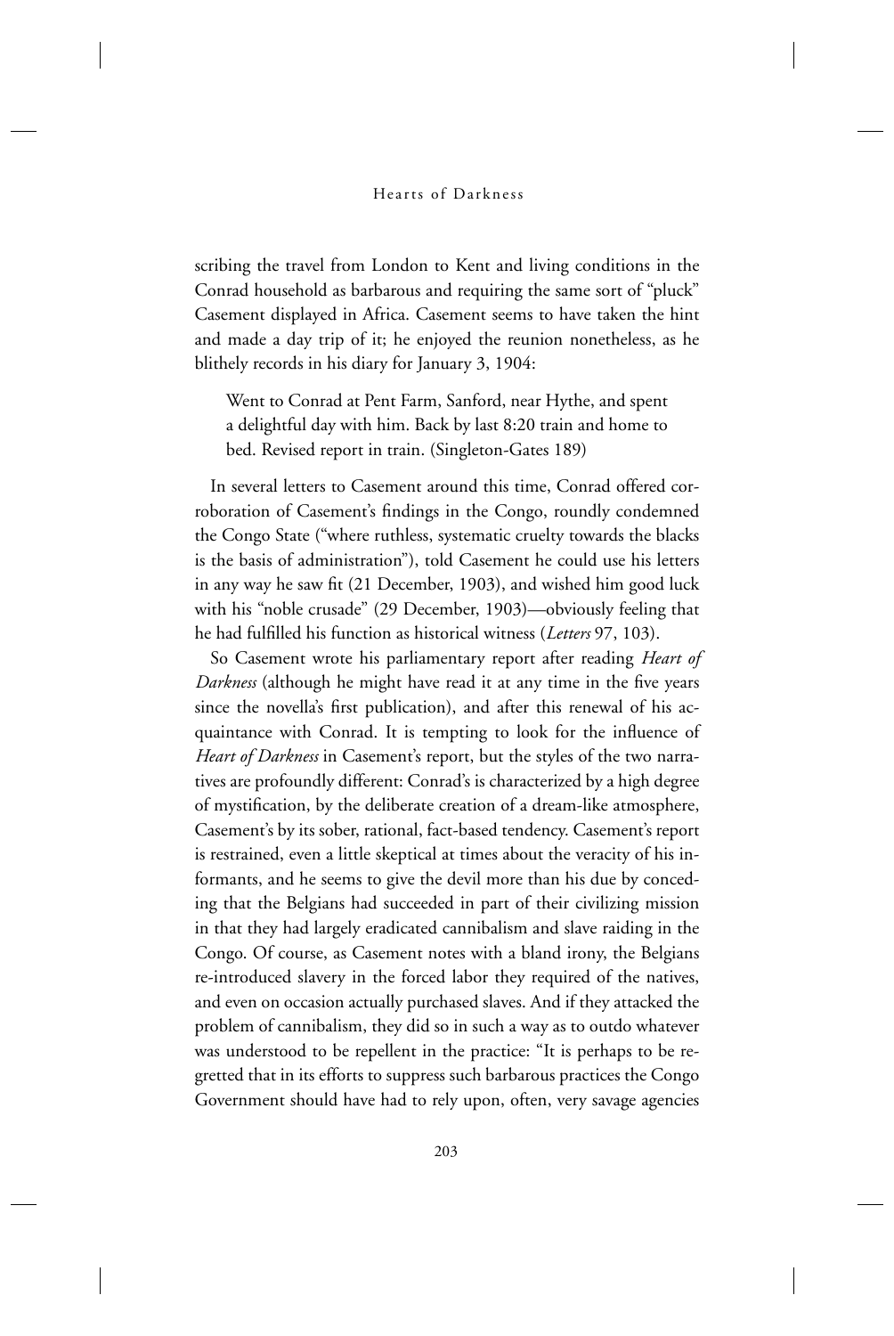scribing the travel from London to Kent and living conditions in the Conrad household as barbarous and requiring the same sort of "pluck" Casement displayed in Africa. Casement seems to have taken the hint and made a day trip of it; he enjoyed the reunion nonetheless, as he blithely records in his diary for January 3, 1904:

> Went to Conrad at Pent Farm, Sanford, near Hythe, and spent a delightful day with him. Back by last 8:20 train and home to bed. Revised report in train. (Singleton-Gates 189)

In several letters to Casement around this time, Conrad offered corroboration of Casement's findings in the Congo, roundly condemned the Congo State ("where ruthless, systematic cruelty towards the blacks is the basis of administration"), told Casement he could use his letters in any way he saw fit (21 December, 1903), and wished him good luck with his "noble crusade" (29 December, 1903)—obviously feeling that he had fulfilled his function as historical witness (*Letters* 97, 103).

So Casement wrote his parliamentary report after reading *Heart of Darkness* (although he might have read it at any time in the five years since the novella's first publication), and after this renewal of his acquaintance with Conrad. It is tempting to look for the influence of *Heart of Darkness* in Casement's report, but the styles of the two narratives are profoundly different: Conrad's is characterized by a high degree of mystification, by the deliberate creation of a dream-like atmosphere, Casement's by its sober, rational, fact-based tendency. Casement's report is restrained, even a little skeptical at times about the veracity of his informants, and he seems to give the devil more than his due by conceding that the Belgians had succeeded in part of their civilizing mission in that they had largely eradicated cannibalism and slave raiding in the Congo. Of course, as Casement notes with a bland irony, the Belgians re-introduced slavery in the forced labor they required of the natives, and even on occasion actually purchased slaves. And if they attacked the problem of cannibalism, they did so in such a way as to outdo whatever was understood to be repellent in the practice: "It is perhaps to be regretted that in its efforts to suppress such barbarous practices the Congo Government should have had to rely upon, often, very savage agencies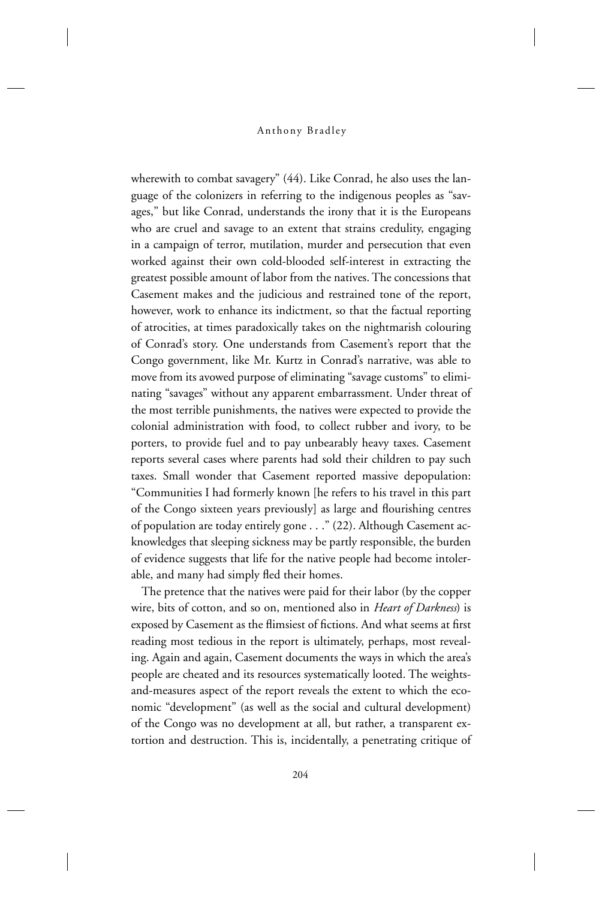wherewith to combat savagery" (44). Like Conrad, he also uses the language of the colonizers in referring to the indigenous peoples as "savages," but like Conrad, understands the irony that it is the Europeans who are cruel and savage to an extent that strains credulity, engaging in a campaign of terror, mutilation, murder and persecution that even worked against their own cold-blooded self-interest in extracting the greatest possible amount of labor from the natives. The concessions that Casement makes and the judicious and restrained tone of the report, however, work to enhance its indictment, so that the factual reporting of atrocities, at times paradoxically takes on the nightmarish colouring of Conrad's story. One understands from Casement's report that the Congo government, like Mr. Kurtz in Conrad's narrative, was able to move from its avowed purpose of eliminating "savage customs" to eliminating "savages" without any apparent embarrassment. Under threat of the most terrible punishments, the natives were expected to provide the colonial administration with food, to collect rubber and ivory, to be porters, to provide fuel and to pay unbearably heavy taxes. Casement reports several cases where parents had sold their children to pay such taxes. Small wonder that Casement reported massive depopulation: "Communities I had formerly known [he refers to his travel in this part of the Congo sixteen years previously] as large and flourishing centres of population are today entirely gone . . ." (22). Although Casement acknowledges that sleeping sickness may be partly responsible, the burden of evidence suggests that life for the native people had become intolerable, and many had simply fled their homes.

The pretence that the natives were paid for their labor (by the copper wire, bits of cotton, and so on, mentioned also in *Heart of Darkness*) is exposed by Casement as the flimsiest of fictions. And what seems at first reading most tedious in the report is ultimately, perhaps, most revealing. Again and again, Casement documents the ways in which the area's people are cheated and its resources systematically looted. The weights-and-measures aspect of the report reveals the extent to which the economic "development" (as well as the social and cultural development) of the Congo was no development at all, but rather, a transparent extortion and destruction. This is, incidentally, a penetrating critique of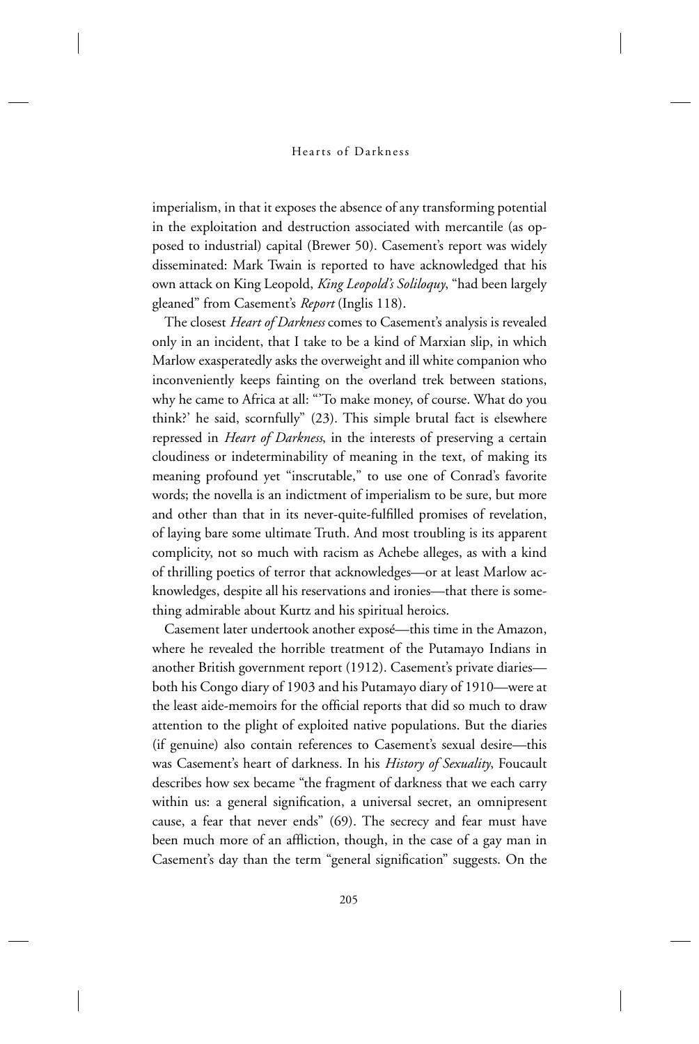imperialism, in that it exposes the absence of any transforming potential in the exploitation and destruction associated with mercantile (as opposed to industrial) capital (Brewer 50). Casement's report was widely disseminated: Mark Twain is reported to have acknowledged that his own attack on King Leopold, *King Leopold's Soliloquy*, "had been largely gleaned" from Casement's *Report* (Inglis 118).

The closest *Heart of Darkness* comes to Casement's analysis is revealed only in an incident, that I take to be a kind of Marxian slip, in which Marlow exasperatedly asks the overweight and ill white companion who inconveniently keeps fainting on the overland trek between stations, why he came to Africa at all: "'To make money, of course. What do you think?' he said, scornfully" (23). This simple brutal fact is elsewhere repressed in *Heart of Darkness*, in the interests of preserving a certain cloudiness or indeterminability of meaning in the text, of making its meaning profound yet "inscrutable," to use one of Conrad's favorite words; the novella is an indictment of imperialism to be sure, but more and other than that in its never-quite-fulfilled promises of revelation, of laying bare some ultimate Truth. And most troubling is its apparent complicity, not so much with racism as Achebe alleges, as with a kind of thrilling poetics of terror that acknowledges—or at least Marlow acknowledges, despite all his reservations and ironies—that there is something admirable about Kurtz and his spiritual heroics.

Casement later undertook another exposé—this time in the Amazon, where he revealed the horrible treatment of the Putamayo Indians in another British government report (1912). Casement's private diaries—both his Congo diary of 1903 and his Putamayo diary of 1910—were at the least aide-memoirs for the official reports that did so much to draw attention to the plight of exploited native populations. But the diaries (if genuine) also contain references to Casement's sexual desire—this was Casement's heart of darkness. In his *History of Sexuality*, Foucault describes how sex became "the fragment of darkness that we each carry within us: a general signification, a universal secret, an omnipresent cause, a fear that never ends" (69). The secrecy and fear must have been much more of an affliction, though, in the case of a gay man in Casement's day than the term "general signification" suggests. On the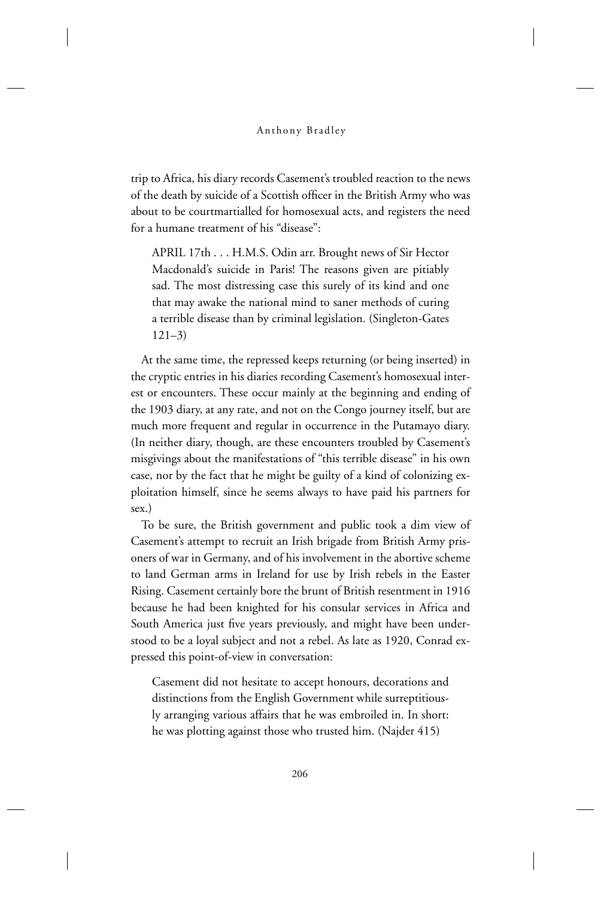trip to Africa, his diary records Casement's troubled reaction to the news of the death by suicide of a Scottish officer in the British Army who was about to be courtmartialled for homosexual acts, and registers the need for a humane treatment of his "disease":

> APRIL 17th . . . H.M.S. Odin arr. Brought news of Sir Hector Macdonald's suicide in Paris! The reasons given are pitiably sad. The most distressing case this surely of its kind and one that may awake the national mind to saner methods of curing a terrible disease than by criminal legislation. (Singleton-Gates 121–3)

At the same time, the repressed keeps returning (or being inserted) in the cryptic entries in his diaries recording Casement's homosexual interest or encounters. These occur mainly at the beginning and ending of the 1903 diary, at any rate, and not on the Congo journey itself, but are much more frequent and regular in occurrence in the Putamayo diary. (In neither diary, though, are these encounters troubled by Casement's misgivings about the manifestations of "this terrible disease" in his own case, nor by the fact that he might be guilty of a kind of colonizing exploitation himself, since he seems always to have paid his partners for sex.)

To be sure, the British government and public took a dim view of Casement's attempt to recruit an Irish brigade from British Army prisoners of war in Germany, and of his involvement in the abortive scheme to land German arms in Ireland for use by Irish rebels in the Easter Rising. Casement certainly bore the brunt of British resentment in 1916 because he had been knighted for his consular services in Africa and South America just five years previously, and might have been understood to be a loyal subject and not a rebel. As late as 1920, Conrad expressed this point-of-view in conversation:

> Casement did not hesitate to accept honours, decorations and distinctions from the English Government while surreptitiously arranging various affairs that he was embroiled in. In short: he was plotting against those who trusted him. (Najder 415)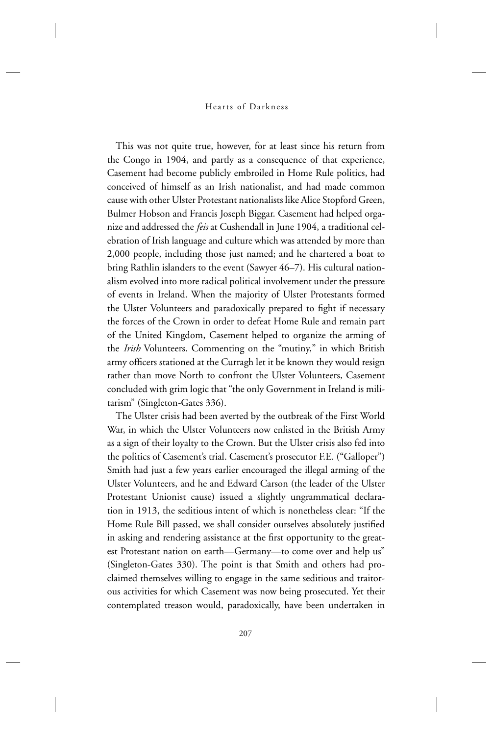This was not quite true, however, for at least since his return from the Congo in 1904, and partly as a consequence of that experience, Casement had become publicly embroiled in Home Rule politics, had conceived of himself as an Irish nationalist, and had made common cause with other Ulster Protestant nationalists like Alice Stopford Green, Bulmer Hobson and Francis Joseph Biggar. Casement had helped organize and addressed the *feis* at Cushendall in June 1904, a traditional celebration of Irish language and culture which was attended by more than 2,000 people, including those just named; and he chartered a boat to bring Rathlin islanders to the event (Sawyer 46–7). His cultural nationalism evolved into more radical political involvement under the pressure of events in Ireland. When the majority of Ulster Protestants formed the Ulster Volunteers and paradoxically prepared to fight if necessary the forces of the Crown in order to defeat Home Rule and remain part of the United Kingdom, Casement helped to organize the arming of the *Irish* Volunteers. Commenting on the "mutiny," in which British army officers stationed at the Curragh let it be known they would resign rather than move North to confront the Ulster Volunteers, Casement concluded with grim logic that "the only Government in Ireland is militarism" (Singleton-Gates 336).

The Ulster crisis had been averted by the outbreak of the First World War, in which the Ulster Volunteers now enlisted in the British Army as a sign of their loyalty to the Crown. But the Ulster crisis also fed into the politics of Casement's trial. Casement's prosecutor F.E. ("Galloper") Smith had just a few years earlier encouraged the illegal arming of the Ulster Volunteers, and he and Edward Carson (the leader of the Ulster Protestant Unionist cause) issued a slightly ungrammatical declaration in 1913, the seditious intent of which is nonetheless clear: "If the Home Rule Bill passed, we shall consider ourselves absolutely justified in asking and rendering assistance at the first opportunity to the greatest Protestant nation on earth—Germany—to come over and help us" (Singleton-Gates 330). The point is that Smith and others had proclaimed themselves willing to engage in the same seditious and traitorous activities for which Casement was now being prosecuted. Yet their contemplated treason would, paradoxically, have been undertaken in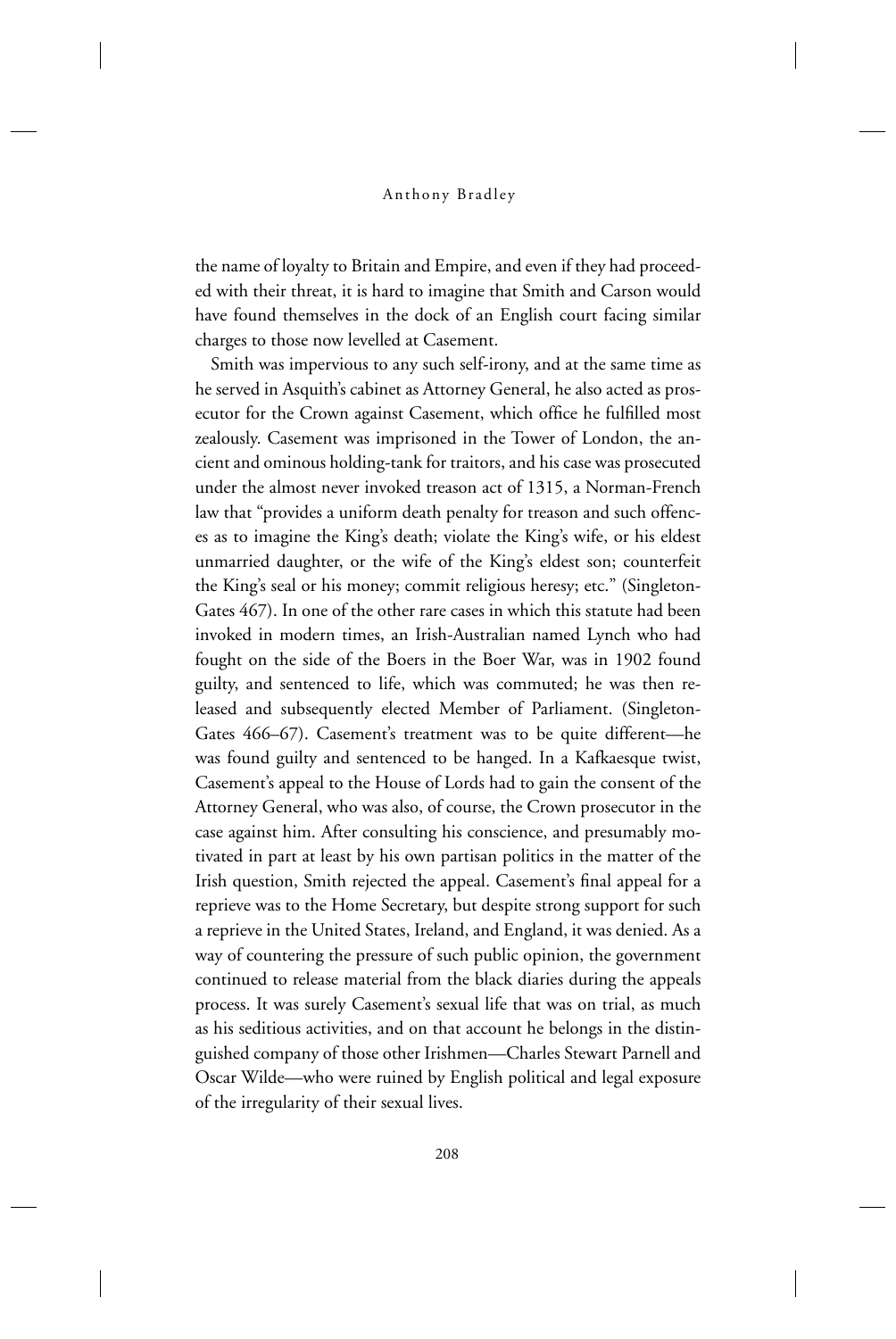the name of loyalty to Britain and Empire, and even if they had proceeded with their threat, it is hard to imagine that Smith and Carson would have found themselves in the dock of an English court facing similar charges to those now levelled at Casement.

Smith was impervious to any such self-irony, and at the same time as he served in Asquith's cabinet as Attorney General, he also acted as prosecutor for the Crown against Casement, which office he fulfilled most zealously. Casement was imprisoned in the Tower of London, the ancient and ominous holding-tank for traitors, and his case was prosecuted under the almost never invoked treason act of 1315, a Norman-French law that "provides a uniform death penalty for treason and such offences as to imagine the King's death; violate the King's wife, or his eldest unmarried daughter, or the wife of the King's eldest son; counterfeit the King's seal or his money; commit religious heresy; etc." (Singleton-Gates 467). In one of the other rare cases in which this statute had been invoked in modern times, an Irish-Australian named Lynch who had fought on the side of the Boers in the Boer War, was in 1902 found guilty, and sentenced to life, which was commuted; he was then released and subsequently elected Member of Parliament. (Singleton-Gates 466–67). Casement's treatment was to be quite different—he was found guilty and sentenced to be hanged. In a Kafkaesque twist, Casement's appeal to the House of Lords had to gain the consent of the Attorney General, who was also, of course, the Crown prosecutor in the case against him. After consulting his conscience, and presumably motivated in part at least by his own partisan politics in the matter of the Irish question, Smith rejected the appeal. Casement's final appeal for a reprieve was to the Home Secretary, but despite strong support for such a reprieve in the United States, Ireland, and England, it was denied. As a way of countering the pressure of such public opinion, the government continued to release material from the black diaries during the appeals process. It was surely Casement's sexual life that was on trial, as much as his seditious activities, and on that account he belongs in the distinguished company of those other Irishmen—Charles Stewart Parnell and Oscar Wilde—who were ruined by English political and legal exposure of the irregularity of their sexual lives.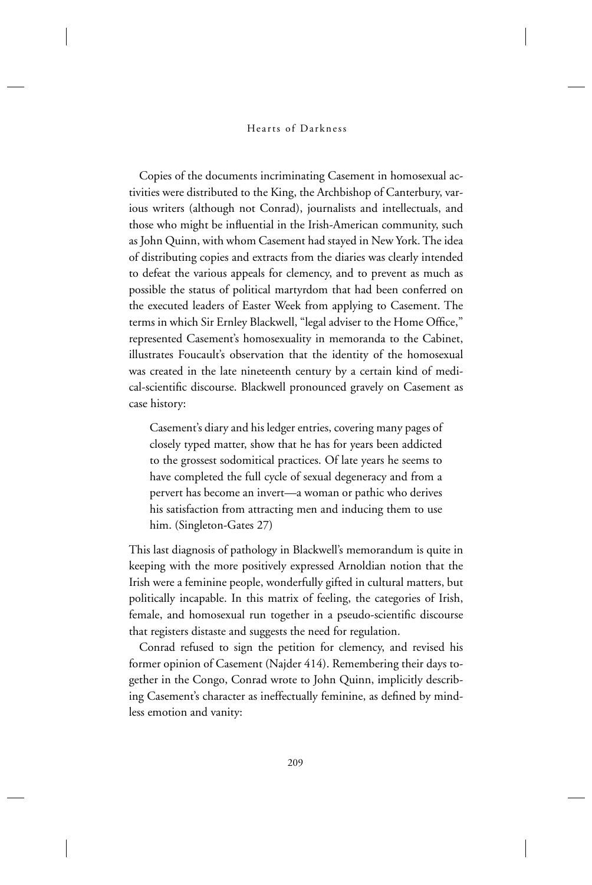Copies of the documents incriminating Casement in homosexual activities were distributed to the King, the Archbishop of Canterbury, various writers (although not Conrad), journalists and intellectuals, and those who might be influential in the Irish-American community, such as John Quinn, with whom Casement had stayed in New York. The idea of distributing copies and extracts from the diaries was clearly intended to defeat the various appeals for clemency, and to prevent as much as possible the status of political martyrdom that had been conferred on the executed leaders of Easter Week from applying to Casement. The terms in which Sir Ernley Blackwell, "legal adviser to the Home Office," represented Casement's homosexuality in memoranda to the Cabinet, illustrates Foucault's observation that the identity of the homosexual was created in the late nineteenth century by a certain kind of medical-scientific discourse. Blackwell pronounced gravely on Casement as case history:

> Casement's diary and his ledger entries, covering many pages of closely typed matter, show that he has for years been addicted to the grossest sodomitical practices. Of late years he seems to have completed the full cycle of sexual degeneracy and from a pervert has become an invert—a woman or pathic who derives his satisfaction from attracting men and inducing them to use him. (Singleton-Gates 27)

This last diagnosis of pathology in Blackwell's memorandum is quite in keeping with the more positively expressed Arnoldian notion that the Irish were a feminine people, wonderfully gifted in cultural matters, but politically incapable. In this matrix of feeling, the categories of Irish, female, and homosexual run together in a pseudo-scientific discourse that registers distaste and suggests the need for regulation.

Conrad refused to sign the petition for clemency, and revised his former opinion of Casement (Najder 414). Remembering their days together in the Congo, Conrad wrote to John Quinn, implicitly describing Casement's character as ineffectually feminine, as defined by mindless emotion and vanity: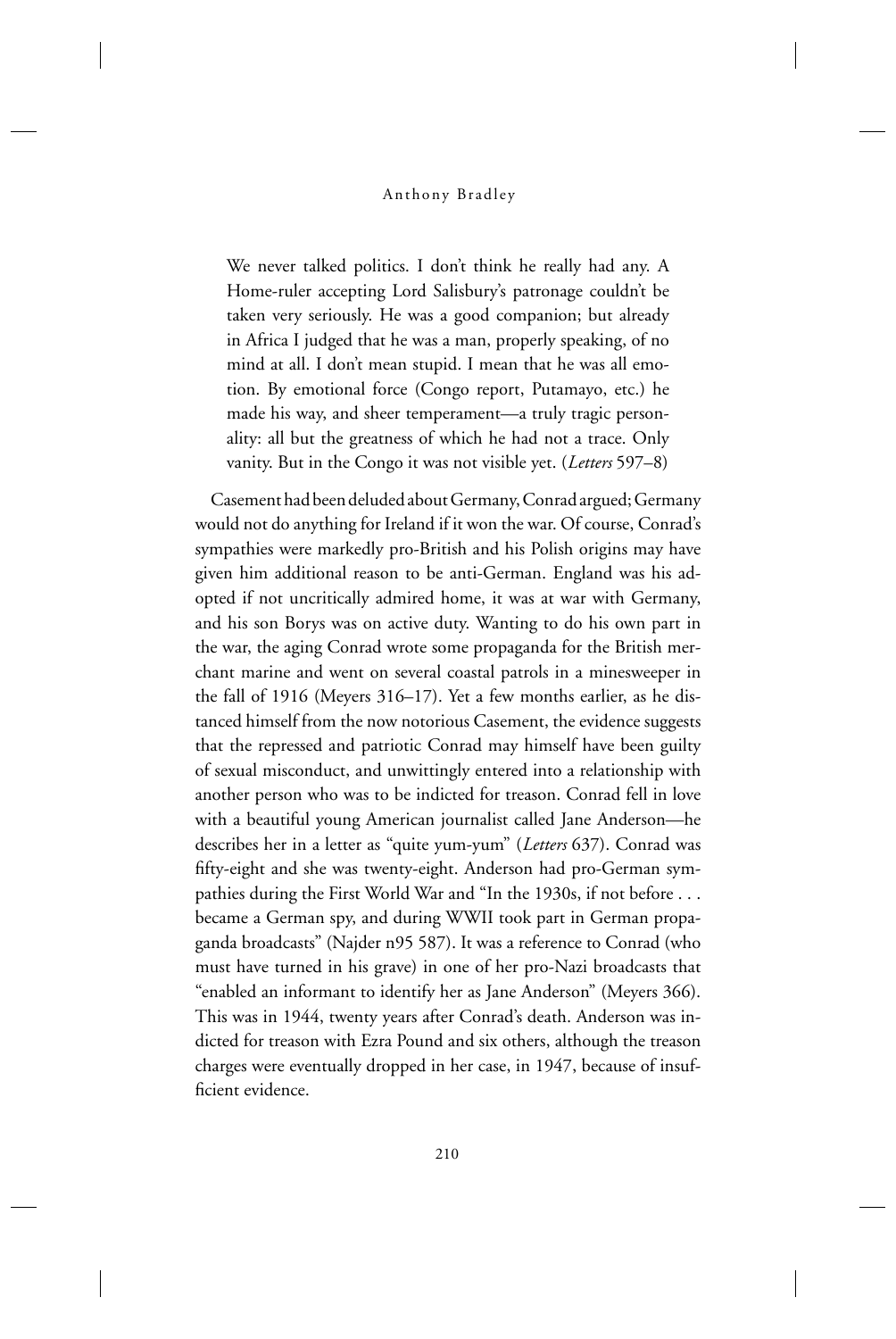> We never talked politics. I don't think he really had any. A Home-ruler accepting Lord Salisbury's patronage couldn't be taken very seriously. He was a good companion; but already in Africa I judged that he was a man, properly speaking, of no mind at all. I don't mean stupid. I mean that he was all emotion. By emotional force (Congo report, Putamayo, etc.) he made his way, and sheer temperament—a truly tragic personality: all but the greatness of which he had not a trace. Only vanity. But in the Congo it was not visible yet. (*Letters* 597–8)

Casement had been deluded about Germany, Conrad argued; Germany would not do anything for Ireland if it won the war. Of course, Conrad's sympathies were markedly pro-British and his Polish origins may have given him additional reason to be anti-German. England was his adopted if not uncritically admired home, it was at war with Germany, and his son Borys was on active duty. Wanting to do his own part in the war, the aging Conrad wrote some propaganda for the British merchant marine and went on several coastal patrols in a minesweeper in the fall of 1916 (Meyers 316–17). Yet a few months earlier, as he distanced himself from the now notorious Casement, the evidence suggests that the repressed and patriotic Conrad may himself have been guilty of sexual misconduct, and unwittingly entered into a relationship with another person who was to be indicted for treason. Conrad fell in love with a beautiful young American journalist called Jane Anderson—he describes her in a letter as "quite yum-yum" (*Letters* 637). Conrad was fifty-eight and she was twenty-eight. Anderson had pro-German sympathies during the First World War and "In the 1930s, if not before . . . became a German spy, and during WWII took part in German propaganda broadcasts" (Najder n95 587). It was a reference to Conrad (who must have turned in his grave) in one of her pro-Nazi broadcasts that "enabled an informant to identify her as Jane Anderson" (Meyers 366). This was in 1944, twenty years after Conrad's death. Anderson was indicted for treason with Ezra Pound and six others, although the treason charges were eventually dropped in her case, in 1947, because of insufficient evidence.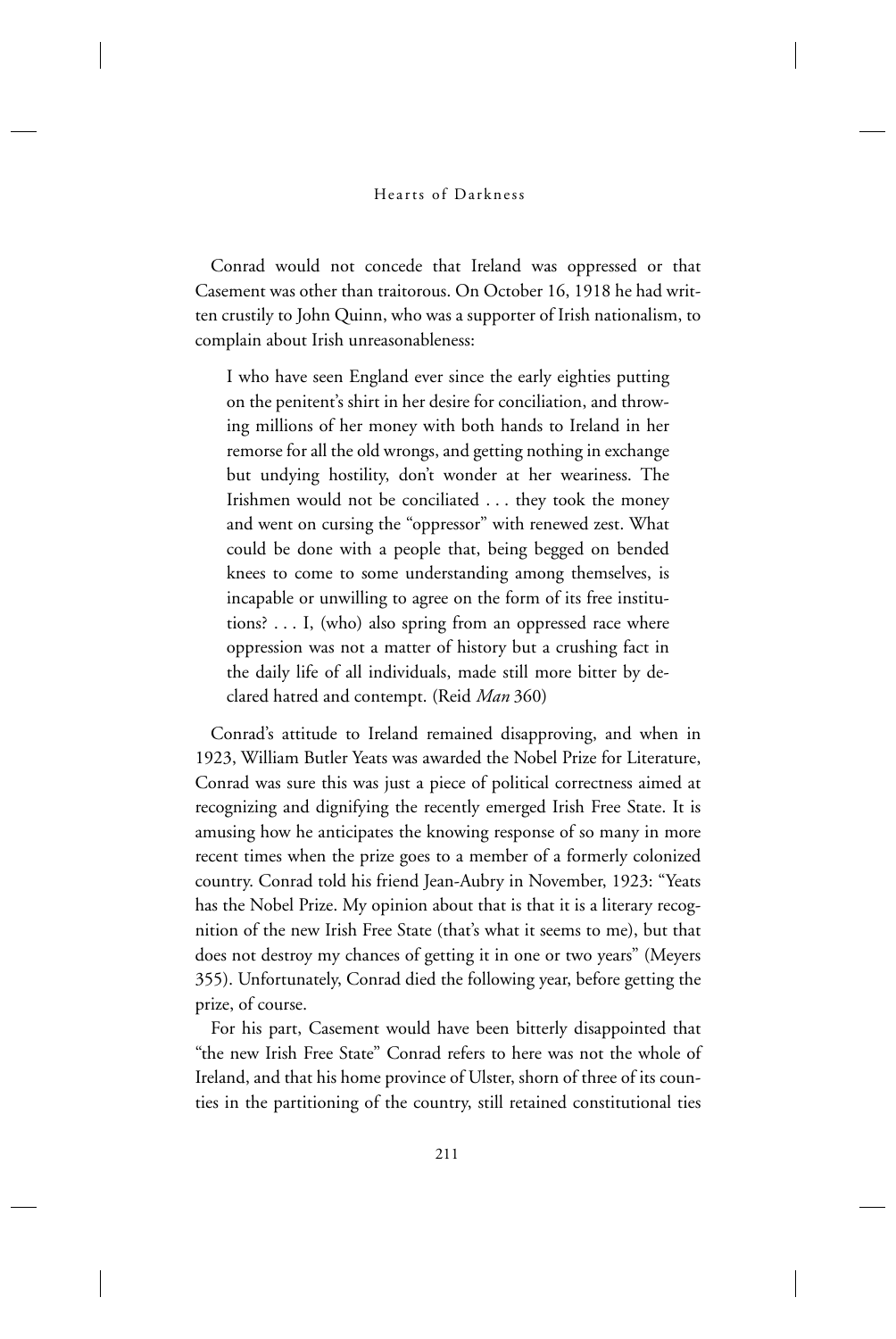Conrad would not concede that Ireland was oppressed or that Casement was other than traitorous. On October 16, 1918 he had written crustily to John Quinn, who was a supporter of Irish nationalism, to complain about Irish unreasonableness:

> I who have seen England ever since the early eighties putting on the penitent's shirt in her desire for conciliation, and throwing millions of her money with both hands to Ireland in her remorse for all the old wrongs, and getting nothing in exchange but undying hostility, don't wonder at her weariness. The Irishmen would not be conciliated . . . they took the money and went on cursing the "oppressor" with renewed zest. What could be done with a people that, being begged on bended knees to come to some understanding among themselves, is incapable or unwilling to agree on the form of its free institutions? . . . I, (who) also spring from an oppressed race where oppression was not a matter of history but a crushing fact in the daily life of all individuals, made still more bitter by declared hatred and contempt. (Reid *Man* 360)

Conrad's attitude to Ireland remained disapproving, and when in 1923, William Butler Yeats was awarded the Nobel Prize for Literature, Conrad was sure this was just a piece of political correctness aimed at recognizing and dignifying the recently emerged Irish Free State. It is amusing how he anticipates the knowing response of so many in more recent times when the prize goes to a member of a formerly colonized country. Conrad told his friend Jean-Aubry in November, 1923: "Yeats has the Nobel Prize. My opinion about that is that it is a literary recognition of the new Irish Free State (that's what it seems to me), but that does not destroy my chances of getting it in one or two years" (Meyers 355). Unfortunately, Conrad died the following year, before getting the prize, of course.

For his part, Casement would have been bitterly disappointed that "the new Irish Free State" Conrad refers to here was not the whole of Ireland, and that his home province of Ulster, shorn of three of its counties in the partitioning of the country, still retained constitutional ties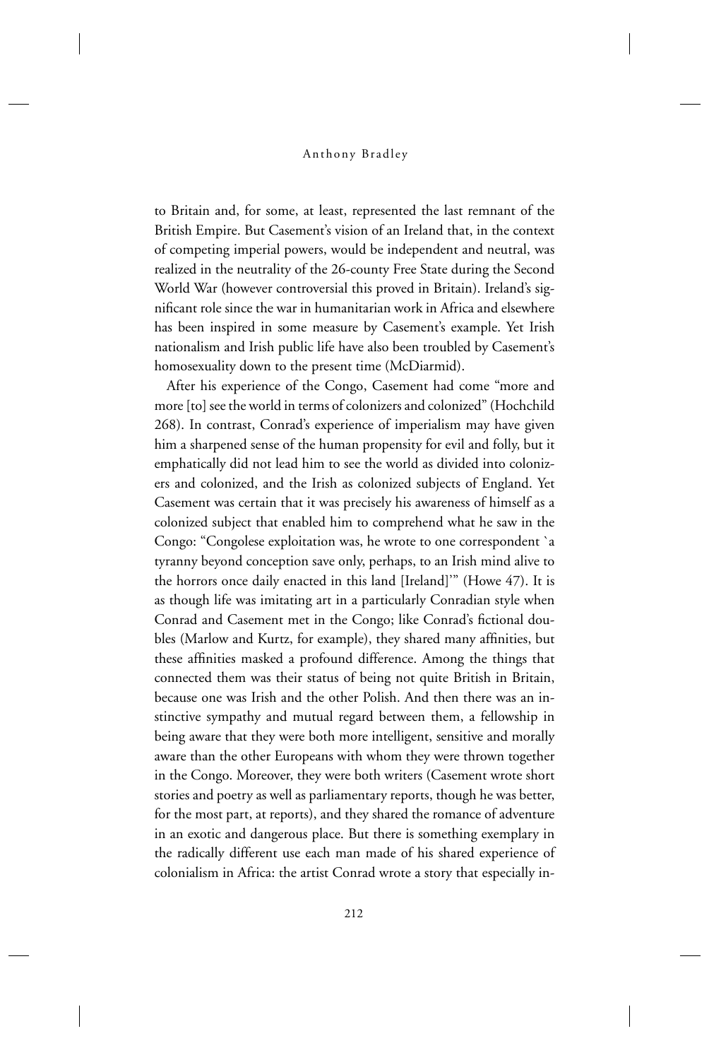to Britain and, for some, at least, represented the last remnant of the British Empire. But Casement's vision of an Ireland that, in the context of competing imperial powers, would be independent and neutral, was realized in the neutrality of the 26-county Free State during the Second World War (however controversial this proved in Britain). Ireland's significant role since the war in humanitarian work in Africa and elsewhere has been inspired in some measure by Casement's example. Yet Irish nationalism and Irish public life have also been troubled by Casement's homosexuality down to the present time (McDiarmid).

After his experience of the Congo, Casement had come "more and more [to] see the world in terms of colonizers and colonized" (Hochchild 268). In contrast, Conrad's experience of imperialism may have given him a sharpened sense of the human propensity for evil and folly, but it emphatically did not lead him to see the world as divided into colonizers and colonized, and the Irish as colonized subjects of England. Yet Casement was certain that it was precisely his awareness of himself as a colonized subject that enabled him to comprehend what he saw in the Congo: "Congolese exploitation was, he wrote to one correspondent `a tyranny beyond conception save only, perhaps, to an Irish mind alive to the horrors once daily enacted in this land [Ireland]'" (Howe 47). It is as though life was imitating art in a particularly Conradian style when Conrad and Casement met in the Congo; like Conrad's fictional doubles (Marlow and Kurtz, for example), they shared many affinities, but these affinities masked a profound difference. Among the things that connected them was their status of being not quite British in Britain, because one was Irish and the other Polish. And then there was an instinctive sympathy and mutual regard between them, a fellowship in being aware that they were both more intelligent, sensitive and morally aware than the other Europeans with whom they were thrown together in the Congo. Moreover, they were both writers (Casement wrote short stories and poetry as well as parliamentary reports, though he was better, for the most part, at reports), and they shared the romance of adventure in an exotic and dangerous place. But there is something exemplary in the radically different use each man made of his shared experience of colonialism in Africa: the artist Conrad wrote a story that especially in-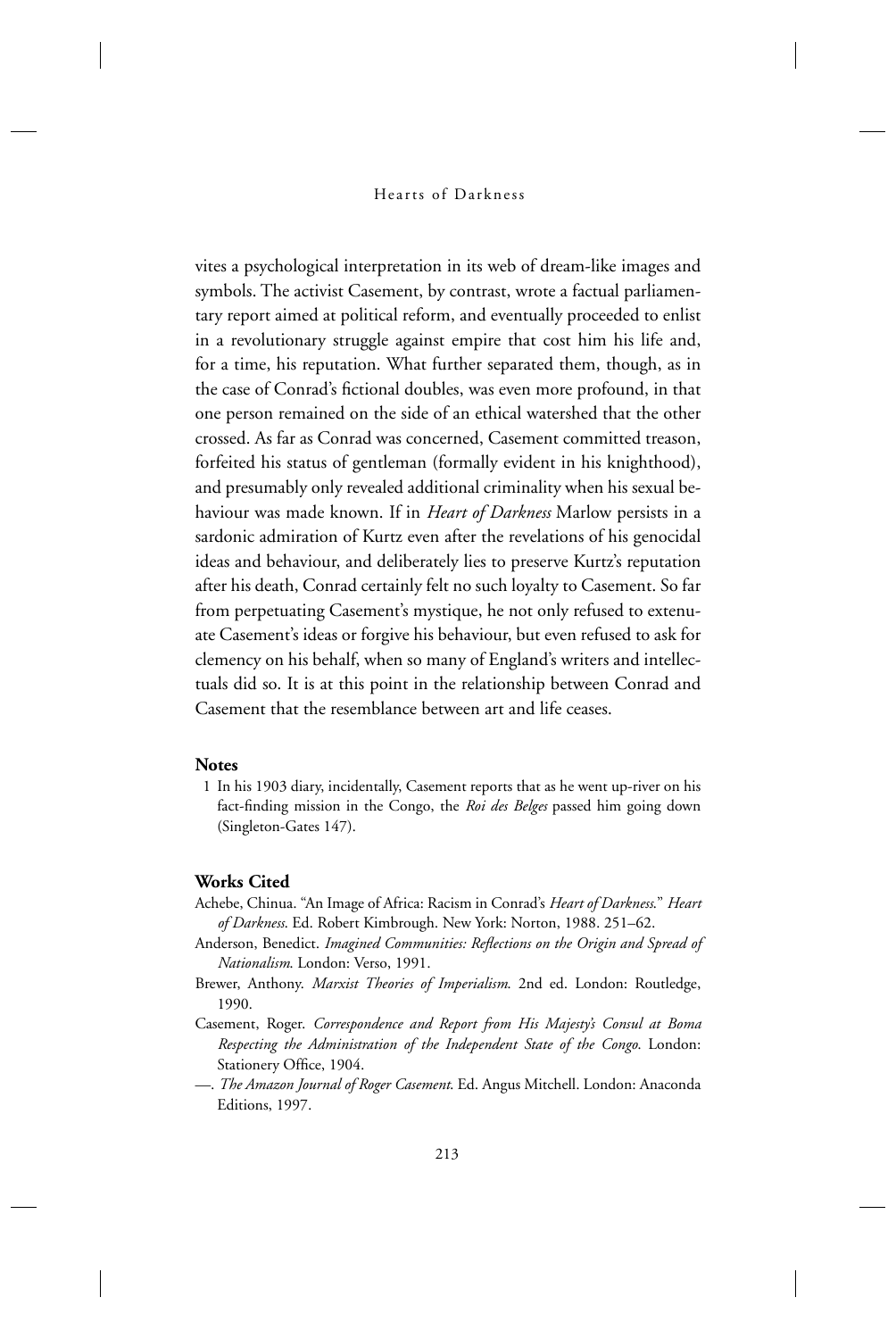vites a psychological interpretation in its web of dream-like images and symbols. The activist Casement, by contrast, wrote a factual parliamentary report aimed at political reform, and eventually proceeded to enlist in a revolutionary struggle against empire that cost him his life and, for a time, his reputation. What further separated them, though, as in the case of Conrad's fictional doubles, was even more profound, in that one person remained on the side of an ethical watershed that the other crossed. As far as Conrad was concerned, Casement committed treason, forfeited his status of gentleman (formally evident in his knighthood), and presumably only revealed additional criminality when his sexual behaviour was made known. If in *Heart of Darkness* Marlow persists in a sardonic admiration of Kurtz even after the revelations of his genocidal ideas and behaviour, and deliberately lies to preserve Kurtz's reputation after his death, Conrad certainly felt no such loyalty to Casement. So far from perpetuating Casement's mystique, he not only refused to extenuate Casement's ideas or forgive his behaviour, but even refused to ask for clemency on his behalf, when so many of England's writers and intellectuals did so. It is at this point in the relationship between Conrad and Casement that the resemblance between art and life ceases.

## Notes

1 In his 1903 diary, incidentally, Casement reports that as he went up-river on his fact-finding mission in the Congo, the *Roi des Belges* passed him going down (Singleton-Gates 147).

## Works Cited

Achebe, Chinua. "An Image of Africa: Racism in Conrad's *Heart of Darkness*." *Heart of Darkness*. Ed. Robert Kimbrough. New York: Norton, 1988. 251–62.

Anderson, Benedict. *Imagined Communities: Reflections on the Origin and Spread of Nationalism*. London: Verso, 1991.

Brewer, Anthony. *Marxist Theories of Imperialism*. 2nd ed. London: Routledge, 1990.

Casement, Roger. *Correspondence and Report from His Majesty's Consul at Boma Respecting the Administration of the Independent State of the Congo*. London: Stationery Office, 1904.

—. *The Amazon Journal of Roger Casement*. Ed. Angus Mitchell. London: Anaconda Editions, 1997.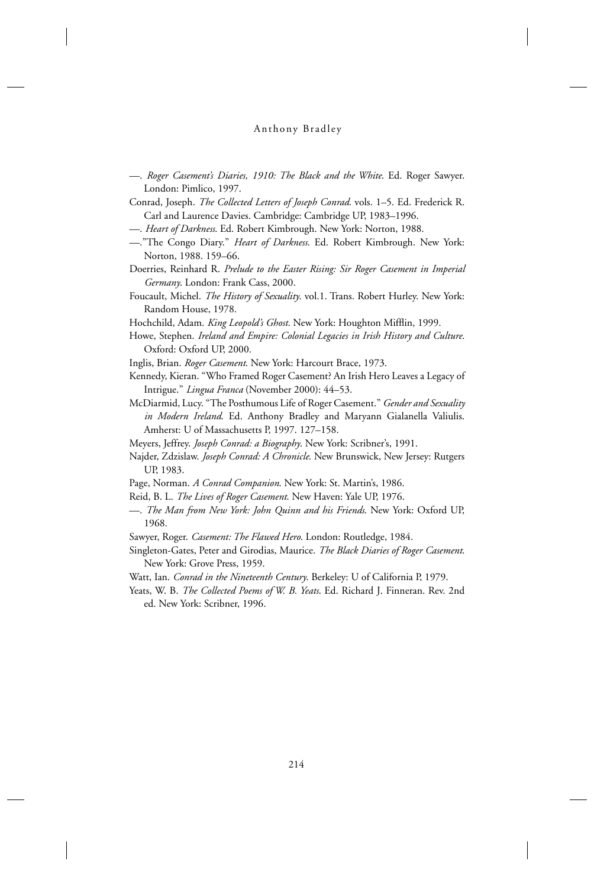—. *Roger Casement's Diaries, 1910: The Black and the White*. Ed. Roger Sawyer. London: Pimlico, 1997.

Conrad, Joseph. *The Collected Letters of Joseph Conrad*. vols. 1–5. Ed. Frederick R. Carl and Laurence Davies. Cambridge: Cambridge UP, 1983–1996.

—. *Heart of Darkness*. Ed. Robert Kimbrough. New York: Norton, 1988.

—."The Congo Diary." *Heart of Darkness*. Ed. Robert Kimbrough. New York: Norton, 1988. 159–66.

Doerries, Reinhard R. *Prelude to the Easter Rising: Sir Roger Casement in Imperial Germany*. London: Frank Cass, 2000.

Foucault, Michel. *The History of Sexuality*. vol.1. Trans. Robert Hurley. New York: Random House, 1978.

Hochchild, Adam. *King Leopold's Ghost*. New York: Houghton Mifflin, 1999.

Howe, Stephen. *Ireland and Empire: Colonial Legacies in Irish History and Culture*. Oxford: Oxford UP, 2000.

Inglis, Brian. *Roger Casement*. New York: Harcourt Brace, 1973.

Kennedy, Kieran. "Who Framed Roger Casement? An Irish Hero Leaves a Legacy of Intrigue." *Lingua Franca* (November 2000): 44–53.

McDiarmid, Lucy. "The Posthumous Life of Roger Casement." *Gender and Sexuality in Modern Ireland*. Ed. Anthony Bradley and Maryann Gialanella Valiulis. Amherst: U of Massachusetts P, 1997. 127–158.

Meyers, Jeffrey. *Joseph Conrad: a Biography*. New York: Scribner's, 1991.

Najder, Zdzislaw. *Joseph Conrad: A Chronicle*. New Brunswick, New Jersey: Rutgers UP, 1983.

Page, Norman. *A Conrad Companion*. New York: St. Martin's, 1986.

Reid, B. L. *The Lives of Roger Casement*. New Haven: Yale UP, 1976.

—. *The Man from New York: John Quinn and his Friends*. New York: Oxford UP, 1968.

Sawyer, Roger. *Casement: The Flawed Hero*. London: Routledge, 1984.

Singleton-Gates, Peter and Girodias, Maurice. *The Black Diaries of Roger Casement*. New York: Grove Press, 1959.

Watt, Ian. *Conrad in the Nineteenth Century*. Berkeley: U of California P, 1979.

Yeats, W. B. *The Collected Poems of W. B. Yeats*. Ed. Richard J. Finneran. Rev. 2nd ed. New York: Scribner, 1996.